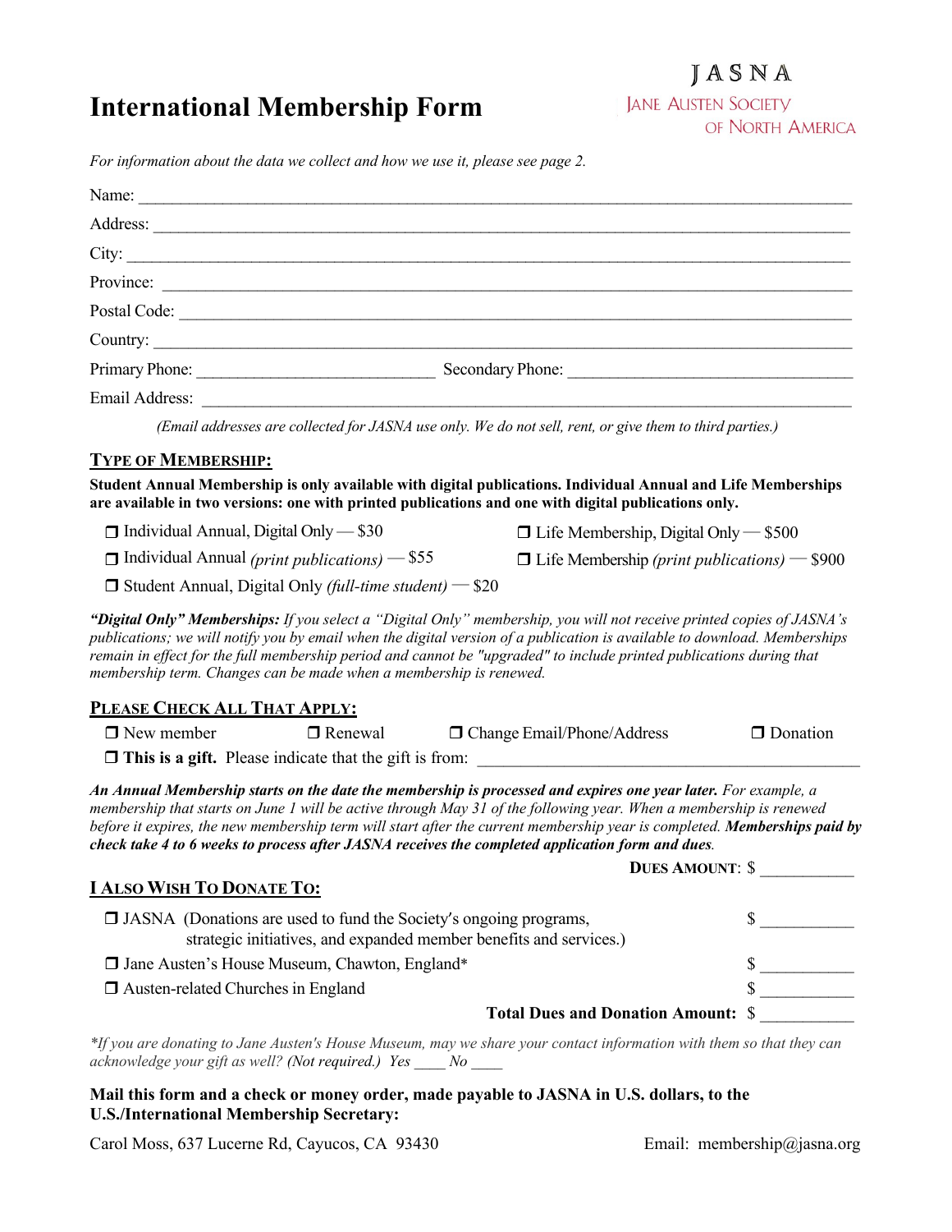# International Membership Form

**JASNA**
JANE AUSTEN SOCIETY OF NORTH AMERICA

*For information about the data we collect and how we use it, please see page 2.*

Name: ____________________________________________

Address: ____________________________________________

City: ____________________________________________

Province: ____________________________________________

Postal Code: ____________________________________________

Country: ____________________________________________

Primary Phone: ____________________ Secondary Phone: ____________________

Email Address: ____________________________________________

*(Email addresses are collected for JASNA use only. We do not sell, rent, or give them to third parties.)*

## TYPE OF MEMBERSHIP:

**Student Annual Membership is only available with digital publications. Individual Annual and Life Memberships are available in two versions: one with printed publications and one with digital publications only.**

- ❒ Individual Annual, Digital Only — $30
- ❒ Individual Annual *(print publications)* — $55
- ❒ Student Annual, Digital Only *(full-time student)* — $20
- ❒ Life Membership, Digital Only — $500
- ❒ Life Membership *(print publications)* — $900

***"Digital Only" Memberships:*** *If you select a "Digital Only" membership, you will not receive printed copies of JASNA's publications; we will notify you by email when the digital version of a publication is available to download. Memberships remain in effect for the full membership period and cannot be "upgraded" to include printed publications during that membership term. Changes can be made when a membership is renewed.*

## PLEASE CHECK ALL THAT APPLY:

❒ New member ❒ Renewal ❒ Change Email/Phone/Address ❒ Donation

❒ **This is a gift.** Please indicate that the gift is from: ____________________

***An Annual Membership starts on the date the membership is processed and expires one year later.*** *For example, a membership that starts on June 1 will be active through May 31 of the following year. When a membership is renewed before it expires, the new membership term will start after the current membership year is completed.* ***Memberships paid by check take 4 to 6 weeks to process after JASNA receives the completed application form and dues.***

**DUES AMOUNT**: $ __________

## I ALSO WISH TO DONATE TO:

- ❒ JASNA (Donations are used to fund the Society's ongoing programs, strategic initiatives, and expanded member benefits and services.) $ __________
- ❒ Jane Austen's House Museum, Chawton, England* $ __________
- ❒ Austen-related Churches in England $ __________

**Total Dues and Donation Amount:** $ __________

*\*If you are donating to Jane Austen's House Museum, may we share your contact information with them so that they can acknowledge your gift as well? (Not required.) Yes ____ No ____*

**Mail this form and a check or money order, made payable to JASNA in U.S. dollars, to the U.S./International Membership Secretary:**

Carol Moss, 637 Lucerne Rd, Cayucos, CA 93430 Email: membership@jasna.org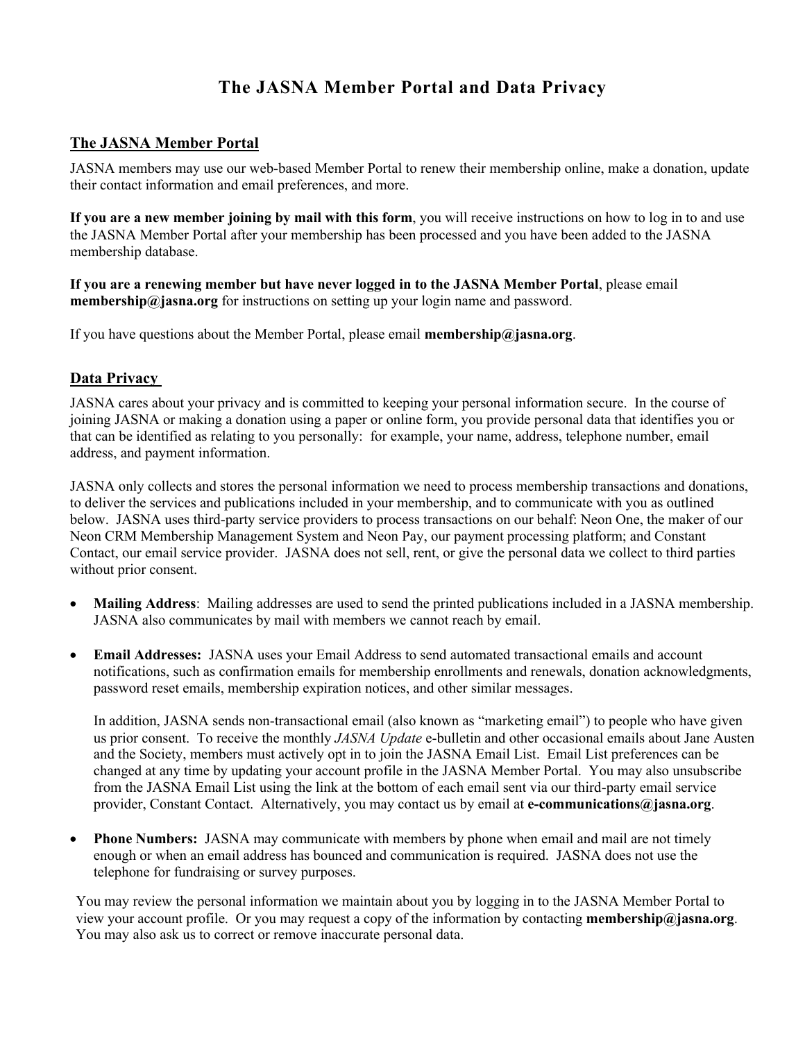# The JASNA Member Portal and Data Privacy

## The JASNA Member Portal

JASNA members may use our web-based Member Portal to renew their membership online, make a donation, update their contact information and email preferences, and more.

**If you are a new member joining by mail with this form**, you will receive instructions on how to log in to and use the JASNA Member Portal after your membership has been processed and you have been added to the JASNA membership database.

**If you are a renewing member but have never logged in to the JASNA Member Portal**, please email **membership@jasna.org** for instructions on setting up your login name and password.

If you have questions about the Member Portal, please email **membership@jasna.org**.

## Data Privacy

JASNA cares about your privacy and is committed to keeping your personal information secure. In the course of joining JASNA or making a donation using a paper or online form, you provide personal data that identifies you or that can be identified as relating to you personally: for example, your name, address, telephone number, email address, and payment information.

JASNA only collects and stores the personal information we need to process membership transactions and donations, to deliver the services and publications included in your membership, and to communicate with you as outlined below. JASNA uses third-party service providers to process transactions on our behalf: Neon One, the maker of our Neon CRM Membership Management System and Neon Pay, our payment processing platform; and Constant Contact, our email service provider. JASNA does not sell, rent, or give the personal data we collect to third parties without prior consent.

- **Mailing Address**: Mailing addresses are used to send the printed publications included in a JASNA membership. JASNA also communicates by mail with members we cannot reach by email.

- **Email Addresses:** JASNA uses your Email Address to send automated transactional emails and account notifications, such as confirmation emails for membership enrollments and renewals, donation acknowledgments, password reset emails, membership expiration notices, and other similar messages.

  In addition, JASNA sends non-transactional email (also known as "marketing email") to people who have given us prior consent. To receive the monthly *JASNA Update* e-bulletin and other occasional emails about Jane Austen and the Society, members must actively opt in to join the JASNA Email List. Email List preferences can be changed at any time by updating your account profile in the JASNA Member Portal. You may also unsubscribe from the JASNA Email List using the link at the bottom of each email sent via our third-party email service provider, Constant Contact. Alternatively, you may contact us by email at **e-communications@jasna.org**.

- **Phone Numbers:** JASNA may communicate with members by phone when email and mail are not timely enough or when an email address has bounced and communication is required. JASNA does not use the telephone for fundraising or survey purposes.

You may review the personal information we maintain about you by logging in to the JASNA Member Portal to view your account profile. Or you may request a copy of the information by contacting **membership@jasna.org**. You may also ask us to correct or remove inaccurate personal data.